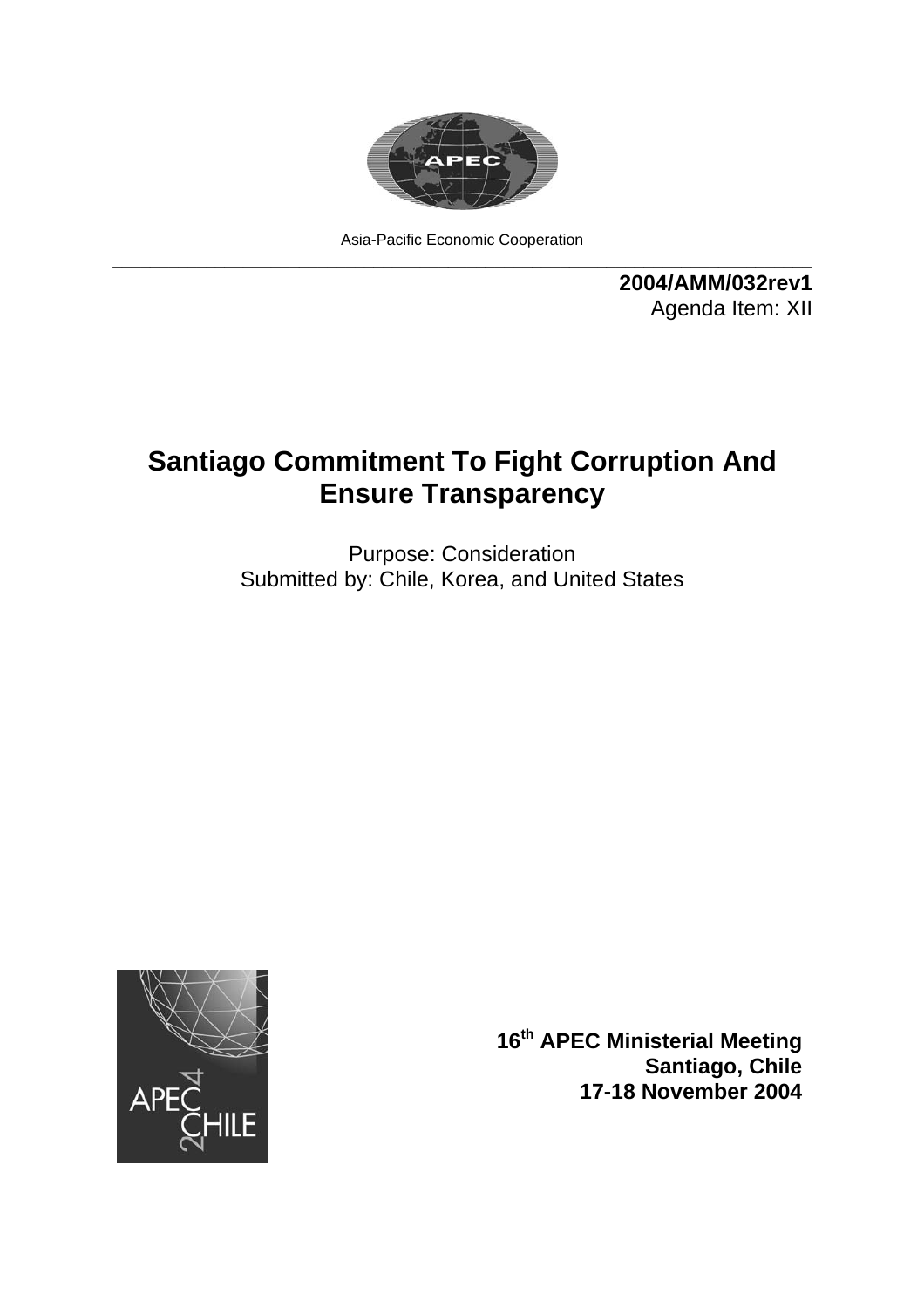Asia-Pacific Economic Cooperation

**2004/AMM/032rev1**
Agenda Item: XII

# Santiago Commitment To Fight Corruption And Ensure Transparency

Purpose: Consideration
Submitted by: Chile, Korea, and United States

**16th APEC Ministerial Meeting**
**Santiago, Chile**
**17-18 November 2004**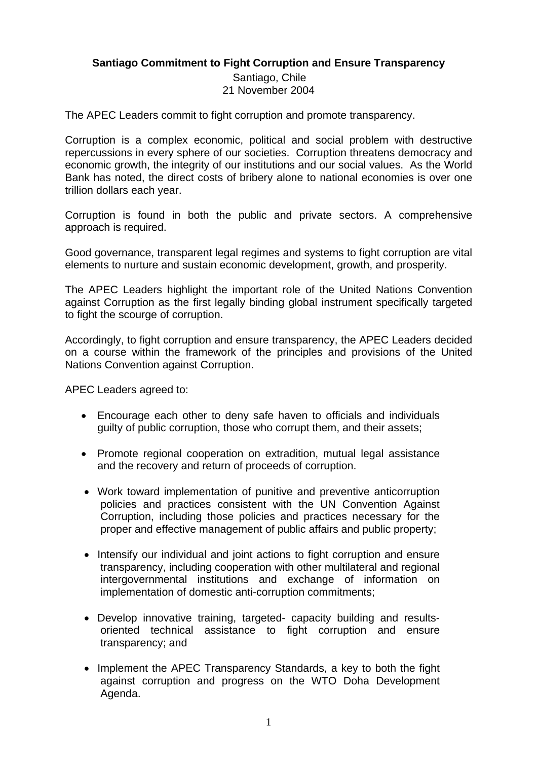**Santiago Commitment to Fight Corruption and Ensure Transparency**

Santiago, Chile
21 November 2004

The APEC Leaders commit to fight corruption and promote transparency.

Corruption is a complex economic, political and social problem with destructive repercussions in every sphere of our societies. Corruption threatens democracy and economic growth, the integrity of our institutions and our social values. As the World Bank has noted, the direct costs of bribery alone to national economies is over one trillion dollars each year.

Corruption is found in both the public and private sectors. A comprehensive approach is required.

Good governance, transparent legal regimes and systems to fight corruption are vital elements to nurture and sustain economic development, growth, and prosperity.

The APEC Leaders highlight the important role of the United Nations Convention against Corruption as the first legally binding global instrument specifically targeted to fight the scourge of corruption.

Accordingly, to fight corruption and ensure transparency, the APEC Leaders decided on a course within the framework of the principles and provisions of the United Nations Convention against Corruption.

APEC Leaders agreed to:

- Encourage each other to deny safe haven to officials and individuals guilty of public corruption, those who corrupt them, and their assets;
- Promote regional cooperation on extradition, mutual legal assistance and the recovery and return of proceeds of corruption.
- Work toward implementation of punitive and preventive anticorruption policies and practices consistent with the UN Convention Against Corruption, including those policies and practices necessary for the proper and effective management of public affairs and public property;
- Intensify our individual and joint actions to fight corruption and ensure transparency, including cooperation with other multilateral and regional intergovernmental institutions and exchange of information on implementation of domestic anti-corruption commitments;
- Develop innovative training, targeted- capacity building and results-oriented technical assistance to fight corruption and ensure transparency; and
- Implement the APEC Transparency Standards, a key to both the fight against corruption and progress on the WTO Doha Development Agenda.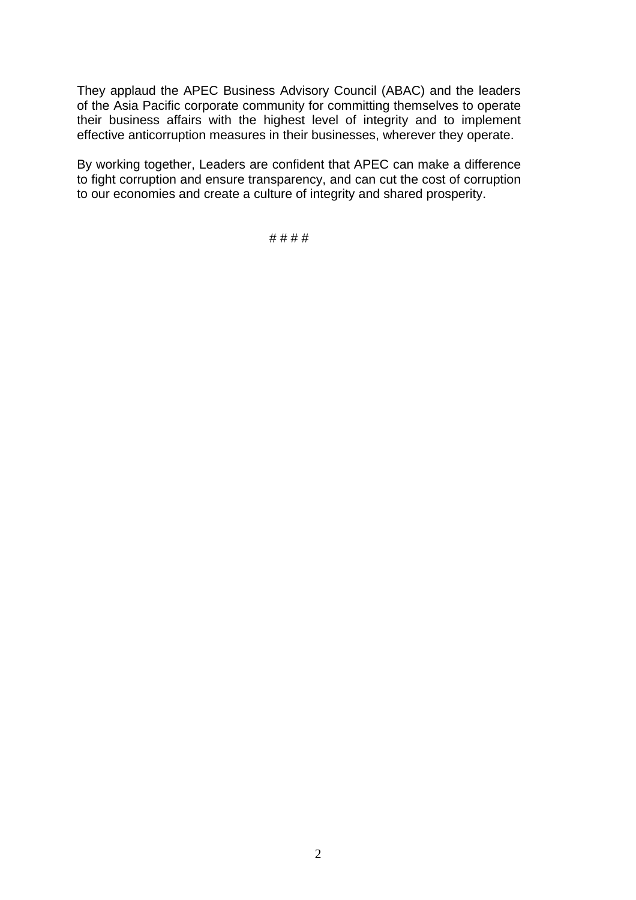They applaud the APEC Business Advisory Council (ABAC) and the leaders of the Asia Pacific corporate community for committing themselves to operate their business affairs with the highest level of integrity and to implement effective anticorruption measures in their businesses, wherever they operate.

By working together, Leaders are confident that APEC can make a difference to fight corruption and ensure transparency, and can cut the cost of corruption to our economies and create a culture of integrity and shared prosperity.

# # # #